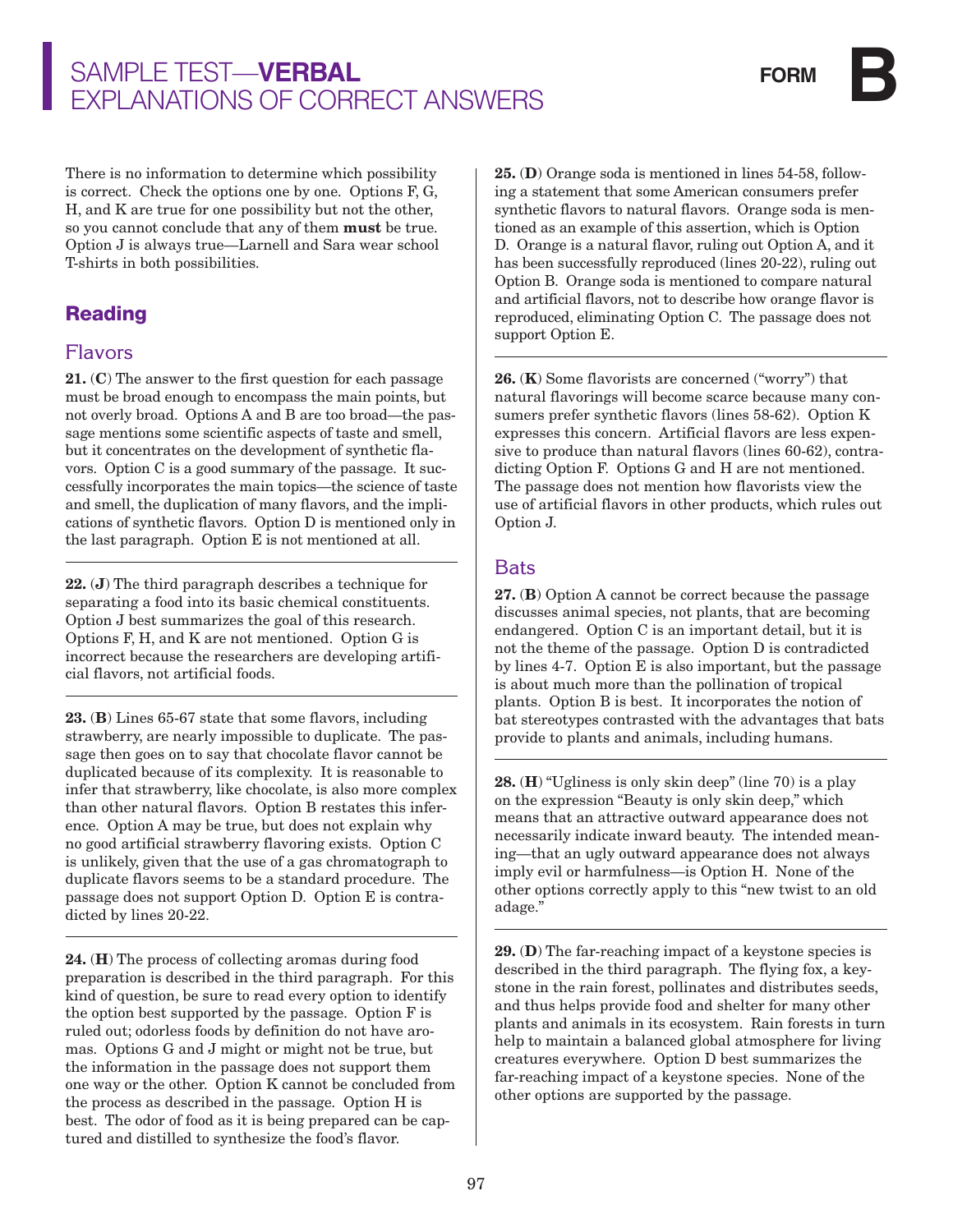There is no information to determine which possibility is correct. Check the options one by one. Options F, G, H, and K are true for one possibility but not the other, so you cannot conclude that any of them **must** be true. Option J is always true—Larnell and Sara wear school T-shirts in both possibilities.

## Reading

### Flavors

**21.** (**C**) The answer to the first question for each passage must be broad enough to encompass the main points, but not overly broad. Options A and B are too broad—the passage mentions some scientific aspects of taste and smell, but it concentrates on the development of synthetic flavors. Option C is a good summary of the passage. It successfully incorporates the main topics—the science of taste and smell, the duplication of many flavors, and the implications of synthetic flavors. Option D is mentioned only in the last paragraph. Option E is not mentioned at all.

---

**22.** (**J**) The third paragraph describes a technique for separating a food into its basic chemical constituents. Option J best summarizes the goal of this research. Options F, H, and K are not mentioned. Option G is incorrect because the researchers are developing artificial flavors, not artificial foods.

---

**23.** (**B**) Lines 65-67 state that some flavors, including strawberry, are nearly impossible to duplicate. The passage then goes on to say that chocolate flavor cannot be duplicated because of its complexity. It is reasonable to infer that strawberry, like chocolate, is also more complex than other natural flavors. Option B restates this inference. Option A may be true, but does not explain why no good artificial strawberry flavoring exists. Option C is unlikely, given that the use of a gas chromatograph to duplicate flavors seems to be a standard procedure. The passage does not support Option D. Option E is contradicted by lines 20-22.

---

**24.** (**H**) The process of collecting aromas during food preparation is described in the third paragraph. For this kind of question, be sure to read every option to identify the option best supported by the passage. Option F is ruled out; odorless foods by definition do not have aromas. Options G and J might or might not be true, but the information in the passage does not support them one way or the other. Option K cannot be concluded from the process as described in the passage. Option H is best. The odor of food as it is being prepared can be captured and distilled to synthesize the food's flavor.

---

**25.** (**D**) Orange soda is mentioned in lines 54-58, following a statement that some American consumers prefer synthetic flavors to natural flavors. Orange soda is mentioned as an example of this assertion, which is Option D. Orange is a natural flavor, ruling out Option A, and it has been successfully reproduced (lines 20-22), ruling out Option B. Orange soda is mentioned to compare natural and artificial flavors, not to describe how orange flavor is reproduced, eliminating Option C. The passage does not support Option E.

---

**26.** (**K**) Some flavorists are concerned ("worry") that natural flavorings will become scarce because many consumers prefer synthetic flavors (lines 58-62). Option K expresses this concern. Artificial flavors are less expensive to produce than natural flavors (lines 60-62), contradicting Option F. Options G and H are not mentioned. The passage does not mention how flavorists view the use of artificial flavors in other products, which rules out Option J.

### Bats

**27.** (**B**) Option A cannot be correct because the passage discusses animal species, not plants, that are becoming endangered. Option C is an important detail, but it is not the theme of the passage. Option D is contradicted by lines 4-7. Option E is also important, but the passage is about much more than the pollination of tropical plants. Option B is best. It incorporates the notion of bat stereotypes contrasted with the advantages that bats provide to plants and animals, including humans.

---

**28.** (**H**) "Ugliness is only skin deep" (line 70) is a play on the expression "Beauty is only skin deep," which means that an attractive outward appearance does not necessarily indicate inward beauty. The intended meaning—that an ugly outward appearance does not always imply evil or harmfulness—is Option H. None of the other options correctly apply to this "new twist to an old adage."

---

**29.** (**D**) The far-reaching impact of a keystone species is described in the third paragraph. The flying fox, a keystone in the rain forest, pollinates and distributes seeds, and thus helps provide food and shelter for many other plants and animals in its ecosystem. Rain forests in turn help to maintain a balanced global atmosphere for living creatures everywhere. Option D best summarizes the far-reaching impact of a keystone species. None of the other options are supported by the passage.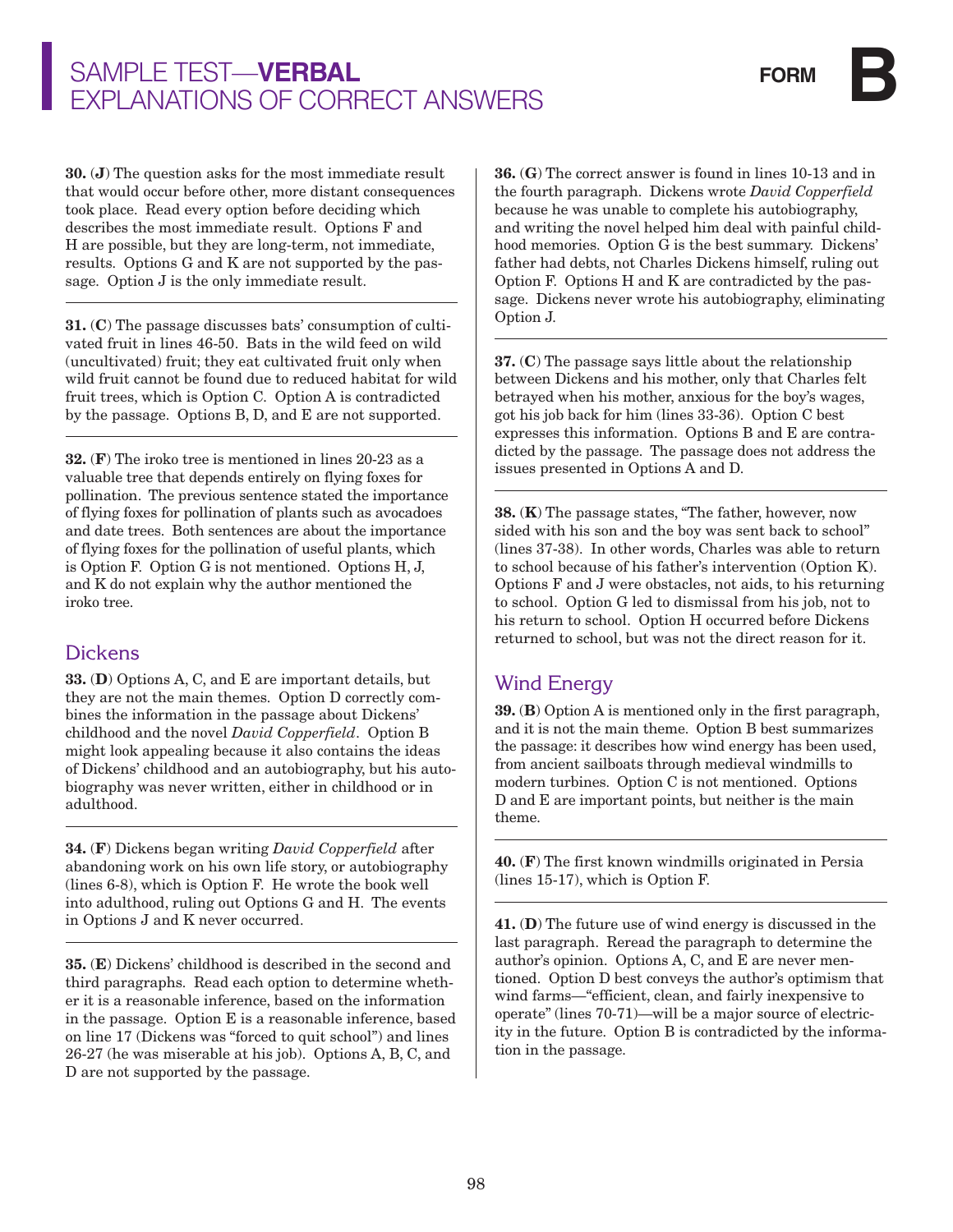**30.** (**J**) The question asks for the most immediate result that would occur before other, more distant consequences took place. Read every option before deciding which describes the most immediate result. Options F and H are possible, but they are long-term, not immediate, results. Options G and K are not supported by the passage. Option J is the only immediate result.

**31.** (**C**) The passage discusses bats' consumption of cultivated fruit in lines 46-50. Bats in the wild feed on wild (uncultivated) fruit; they eat cultivated fruit only when wild fruit cannot be found due to reduced habitat for wild fruit trees, which is Option C. Option A is contradicted by the passage. Options B, D, and E are not supported.

**32.** (**F**) The iroko tree is mentioned in lines 20-23 as a valuable tree that depends entirely on flying foxes for pollination. The previous sentence stated the importance of flying foxes for pollination of plants such as avocadoes and date trees. Both sentences are about the importance of flying foxes for the pollination of useful plants, which is Option F. Option G is not mentioned. Options H, J, and K do not explain why the author mentioned the iroko tree.

## Dickens

**33.** (**D**) Options A, C, and E are important details, but they are not the main themes. Option D correctly combines the information in the passage about Dickens' childhood and the novel *David Copperfield*. Option B might look appealing because it also contains the ideas of Dickens' childhood and an autobiography, but his autobiography was never written, either in childhood or in adulthood.

**34.** (**F**) Dickens began writing *David Copperfield* after abandoning work on his own life story, or autobiography (lines 6-8), which is Option F. He wrote the book well into adulthood, ruling out Options G and H. The events in Options J and K never occurred.

**35.** (**E**) Dickens' childhood is described in the second and third paragraphs. Read each option to determine whether it is a reasonable inference, based on the information in the passage. Option E is a reasonable inference, based on line 17 (Dickens was "forced to quit school") and lines 26-27 (he was miserable at his job). Options A, B, C, and D are not supported by the passage.

**36.** (**G**) The correct answer is found in lines 10-13 and in the fourth paragraph. Dickens wrote *David Copperfield* because he was unable to complete his autobiography, and writing the novel helped him deal with painful childhood memories. Option G is the best summary. Dickens' father had debts, not Charles Dickens himself, ruling out Option F. Options H and K are contradicted by the passage. Dickens never wrote his autobiography, eliminating Option J.

**37.** (**C**) The passage says little about the relationship between Dickens and his mother, only that Charles felt betrayed when his mother, anxious for the boy's wages, got his job back for him (lines 33-36). Option C best expresses this information. Options B and E are contradicted by the passage. The passage does not address the issues presented in Options A and D.

**38.** (**K**) The passage states, "The father, however, now sided with his son and the boy was sent back to school" (lines 37-38). In other words, Charles was able to return to school because of his father's intervention (Option K). Options F and J were obstacles, not aids, to his returning to school. Option G led to dismissal from his job, not to his return to school. Option H occurred before Dickens returned to school, but was not the direct reason for it.

## Wind Energy

**39.** (**B**) Option A is mentioned only in the first paragraph, and it is not the main theme. Option B best summarizes the passage: it describes how wind energy has been used, from ancient sailboats through medieval windmills to modern turbines. Option C is not mentioned. Options D and E are important points, but neither is the main theme.

**40.** (**F**) The first known windmills originated in Persia (lines 15-17), which is Option F.

**41.** (**D**) The future use of wind energy is discussed in the last paragraph. Reread the paragraph to determine the author's opinion. Options A, C, and E are never mentioned. Option D best conveys the author's optimism that wind farms—"efficient, clean, and fairly inexpensive to operate" (lines 70-71)—will be a major source of electricity in the future. Option B is contradicted by the information in the passage.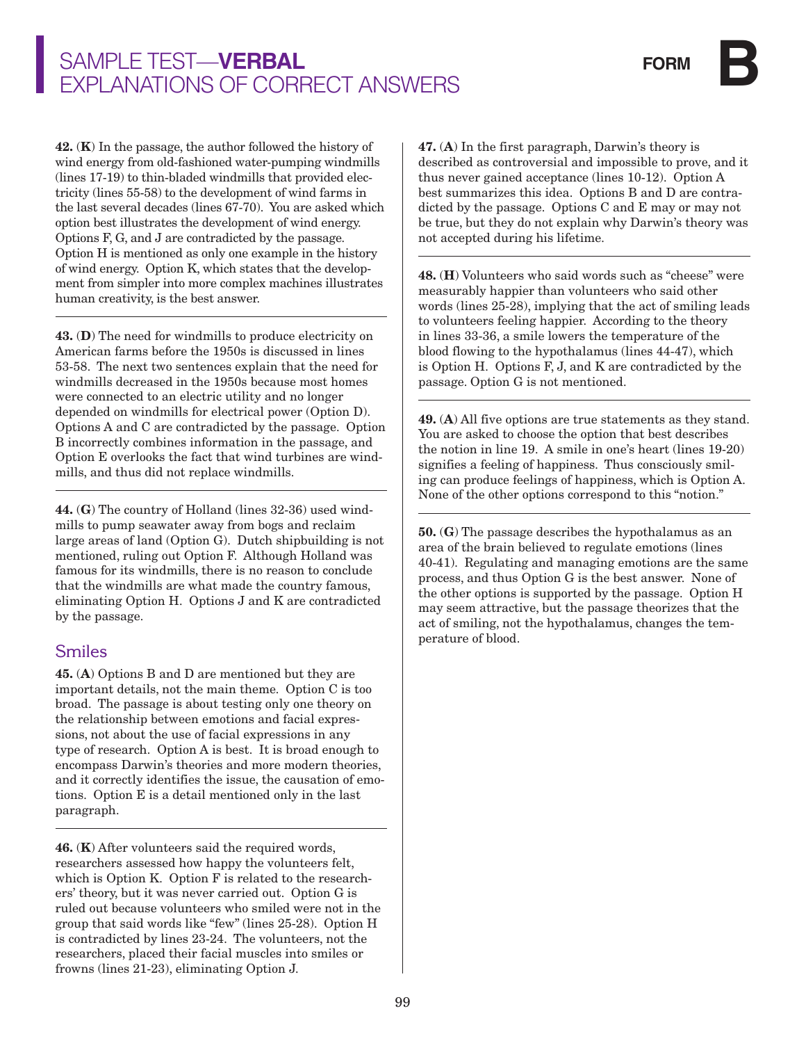**42.** (**K**) In the passage, the author followed the history of wind energy from old-fashioned water-pumping windmills (lines 17-19) to thin-bladed windmills that provided electricity (lines 55-58) to the development of wind farms in the last several decades (lines 67-70). You are asked which option best illustrates the development of wind energy. Options F, G, and J are contradicted by the passage. Option H is mentioned as only one example in the history of wind energy. Option K, which states that the development from simpler into more complex machines illustrates human creativity, is the best answer.

**43.** (**D**) The need for windmills to produce electricity on American farms before the 1950s is discussed in lines 53-58. The next two sentences explain that the need for windmills decreased in the 1950s because most homes were connected to an electric utility and no longer depended on windmills for electrical power (Option D). Options A and C are contradicted by the passage. Option B incorrectly combines information in the passage, and Option E overlooks the fact that wind turbines are windmills, and thus did not replace windmills.

**44.** (**G**) The country of Holland (lines 32-36) used windmills to pump seawater away from bogs and reclaim large areas of land (Option G). Dutch shipbuilding is not mentioned, ruling out Option F. Although Holland was famous for its windmills, there is no reason to conclude that the windmills are what made the country famous, eliminating Option H. Options J and K are contradicted by the passage.

## Smiles

**45.** (**A**) Options B and D are mentioned but they are important details, not the main theme. Option C is too broad. The passage is about testing only one theory on the relationship between emotions and facial expressions, not about the use of facial expressions in any type of research. Option A is best. It is broad enough to encompass Darwin's theories and more modern theories, and it correctly identifies the issue, the causation of emotions. Option E is a detail mentioned only in the last paragraph.

**46.** (**K**) After volunteers said the required words, researchers assessed how happy the volunteers felt, which is Option K. Option F is related to the researchers' theory, but it was never carried out. Option G is ruled out because volunteers who smiled were not in the group that said words like "few" (lines 25-28). Option H is contradicted by lines 23-24. The volunteers, not the researchers, placed their facial muscles into smiles or frowns (lines 21-23), eliminating Option J.

**47.** (**A**) In the first paragraph, Darwin's theory is described as controversial and impossible to prove, and it thus never gained acceptance (lines 10-12). Option A best summarizes this idea. Options B and D are contradicted by the passage. Options C and E may or may not be true, but they do not explain why Darwin's theory was not accepted during his lifetime.

**48.** (**H**) Volunteers who said words such as "cheese" were measurably happier than volunteers who said other words (lines 25-28), implying that the act of smiling leads to volunteers feeling happier. According to the theory in lines 33-36, a smile lowers the temperature of the blood flowing to the hypothalamus (lines 44-47), which is Option H. Options F, J, and K are contradicted by the passage. Option G is not mentioned.

**49.** (**A**) All five options are true statements as they stand. You are asked to choose the option that best describes the notion in line 19. A smile in one's heart (lines 19-20) signifies a feeling of happiness. Thus consciously smiling can produce feelings of happiness, which is Option A. None of the other options correspond to this "notion."

**50.** (**G**) The passage describes the hypothalamus as an area of the brain believed to regulate emotions (lines 40-41). Regulating and managing emotions are the same process, and thus Option G is the best answer. None of the other options is supported by the passage. Option H may seem attractive, but the passage theorizes that the act of smiling, not the hypothalamus, changes the temperature of blood.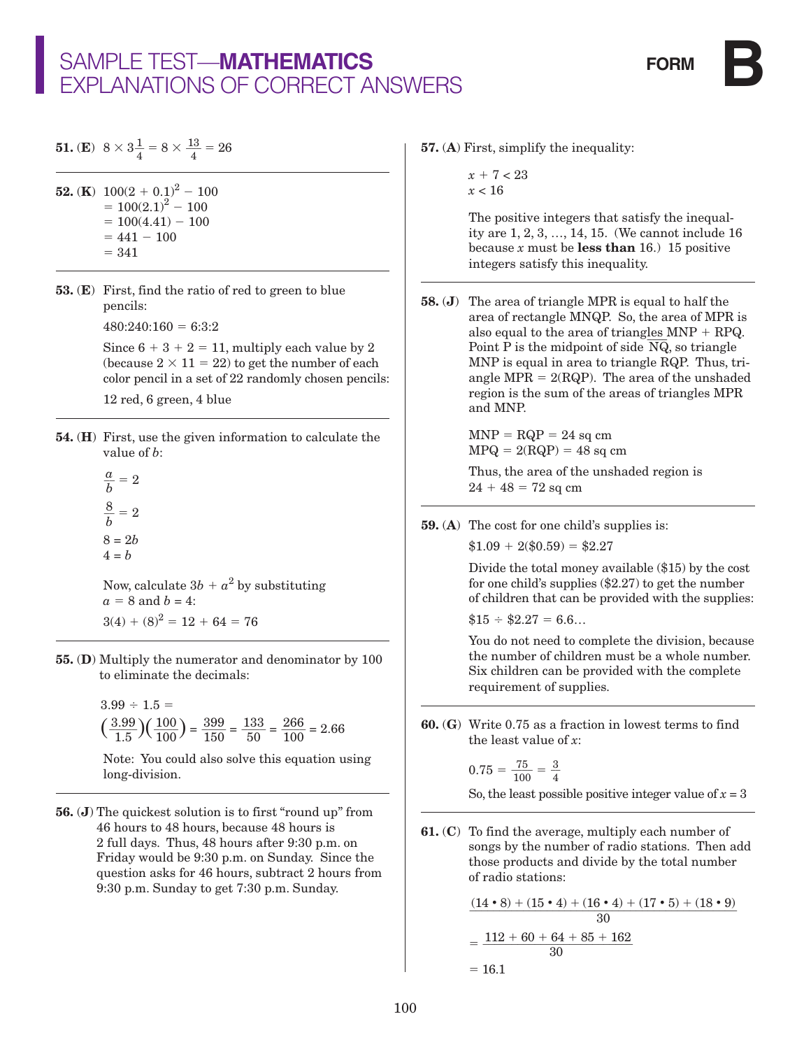# SAMPLE TEST—**MATHEMATICS**
# EXPLANATIONS OF CORRECT ANSWERS

**FORM B**

**51.** (**E**) $8 \times 3\frac{1}{4} = 8 \times \frac{13}{4} = 26$

---

**52.** (**K**) $100(2 + 0.1)^2 - 100$
$= 100(2.1)^2 - 100$
$= 100(4.41) - 100$
$= 441 - 100$
$= 341$

---

**53.** (**E**) First, find the ratio of red to green to blue pencils:

480:240:160 = 6:3:2

Since $6 + 3 + 2 = 11$, multiply each value by 2 (because $2 \times 11 = 22$) to get the number of each color pencil in a set of 22 randomly chosen pencils:

12 red, 6 green, 4 blue

---

**54.** (**H**) First, use the given information to calculate the value of $b$:

$\frac{a}{b} = 2$

$\frac{8}{b} = 2$

$8 = 2b$
$4 = b$

Now, calculate $3b + a^2$ by substituting $a = 8$ and $b = 4$:

$3(4) + (8)^2 = 12 + 64 = 76$

---

**55.** (**D**) Multiply the numerator and denominator by 100 to eliminate the decimals:

$3.99 \div 1.5 =$
$\left(\frac{3.99}{1.5}\right)\left(\frac{100}{100}\right) = \frac{399}{150} = \frac{133}{50} = \frac{266}{100} = 2.66$

Note: You could also solve this equation using long-division.

---

**56.** (**J**) The quickest solution is to first "round up" from 46 hours to 48 hours, because 48 hours is 2 full days. Thus, 48 hours after 9:30 p.m. on Friday would be 9:30 p.m. on Sunday. Since the question asks for 46 hours, subtract 2 hours from 9:30 p.m. Sunday to get 7:30 p.m. Sunday.

---

**57.** (**A**) First, simplify the inequality:

$x + 7 < 23$
$x < 16$

The positive integers that satisfy the inequality are 1, 2, 3, …, 14, 15. (We cannot include 16 because $x$ must be **less than** 16.) 15 positive integers satisfy this inequality.

---

**58.** (**J**) The area of triangle MPR is equal to half the area of rectangle MNQP. So, the area of MPR is also equal to the area of triangles MNP + RPQ. Point P is the midpoint of side $\overline{NQ}$, so triangle MNP is equal in area to triangle RQP. Thus, triangle MPR = 2(RQP). The area of the unshaded region is the sum of the areas of triangles MPR and MNP.

MNP = RQP = 24 sq cm
MPQ = 2(RQP) = 48 sq cm

Thus, the area of the unshaded region is 24 + 48 = 72 sq cm

---

**59.** (**A**) The cost for one child's supplies is:

$1.09 + 2($0.59) = $2.27

Divide the total money available ($15) by the cost for one child's supplies ($2.27) to get the number of children that can be provided with the supplies:

$15 ÷ $2.27 = 6.6…

You do not need to complete the division, because the number of children must be a whole number. Six children can be provided with the complete requirement of supplies.

---

**60.** (**G**) Write 0.75 as a fraction in lowest terms to find the least value of $x$:

$0.75 = \frac{75}{100} = \frac{3}{4}$

So, the least possible positive integer value of $x = 3$

---

**61.** (**C**) To find the average, multiply each number of songs by the number of radio stations. Then add those products and divide by the total number of radio stations:

$$\frac{(14 \cdot 8) + (15 \cdot 4) + (16 \cdot 4) + (17 \cdot 5) + (18 \cdot 9)}{30}$$

$$= \frac{112 + 60 + 64 + 85 + 162}{30}$$

$$= 16.1$$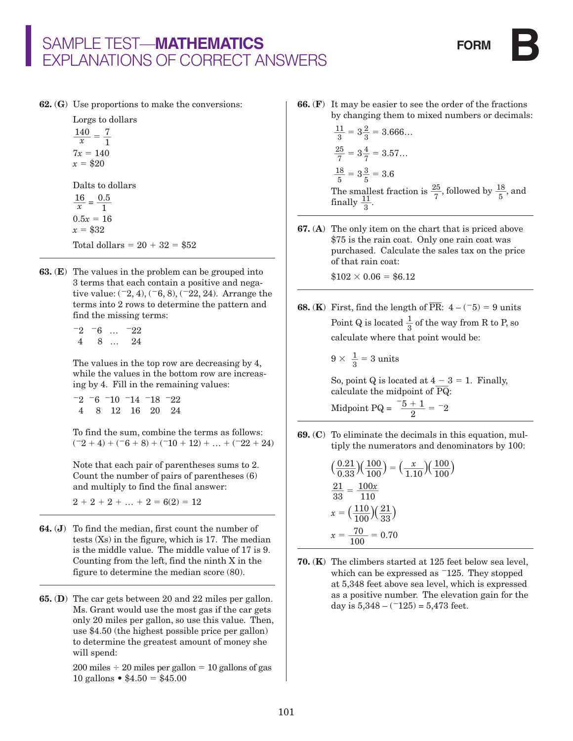# SAMPLE TEST—**MATHEMATICS**
# EXPLANATIONS OF CORRECT ANSWERS

**FORM B**

**62. (G)** Use proportions to make the conversions:

Lorgs to dollars

$$\frac{140}{x} = \frac{7}{1}$$

$7x = 140$

$x = \$20$

Dalts to dollars

$$\frac{16}{x} = \frac{0.5}{1}$$

$0.5x = 16$

$x = \$32$

Total dollars = 20 + 32 = \$52

---

**63. (E)** The values in the problem can be grouped into 3 terms that each contain a positive and negative value: $(^-2, 4)$, $(^-6, 8)$, $(^-22, 24)$. Arrange the terms into 2 rows to determine the pattern and find the missing terms:

$$\begin{array}{cccc} ^-2 & ^-6 & \ldots & ^-22 \\ 4 & 8 & \ldots & 24 \end{array}$$

The values in the top row are decreasing by 4, while the values in the bottom row are increasing by 4. Fill in the remaining values:

$$\begin{array}{cccccc} ^-2 & ^-6 & ^-10 & ^-14 & ^-18 & ^-22 \\ 4 & 8 & 12 & 16 & 20 & 24 \end{array}$$

To find the sum, combine the terms as follows:
$(^-2 + 4) + (^-6 + 8) + (^-10 + 12) + \ldots + (^-22 + 24)$

Note that each pair of parentheses sums to 2. Count the number of pairs of parentheses (6) and multiply to find the final answer:

$2 + 2 + 2 + \ldots + 2 = 6(2) = 12$

---

**64. (J)** To find the median, first count the number of tests (Xs) in the figure, which is 17. The median is the middle value. The middle value of 17 is 9. Counting from the left, find the ninth X in the figure to determine the median score (80).

---

**65. (D)** The car gets between 20 and 22 miles per gallon. Ms. Grant would use the most gas if the car gets only 20 miles per gallon, so use this value. Then, use \$4.50 (the highest possible price per gallon) to determine the greatest amount of money she will spend:

200 miles ÷ 20 miles per gallon = 10 gallons of gas
10 gallons • \$4.50 = \$45.00

---

**66. (F)** It may be easier to see the order of the fractions by changing them to mixed numbers or decimals:

$$\frac{11}{3} = 3\frac{2}{3} = 3.666\ldots$$

$$\frac{25}{7} = 3\frac{4}{7} = 3.57\ldots$$

$$\frac{18}{5} = 3\frac{3}{5} = 3.6$$

The smallest fraction is $\frac{25}{7}$, followed by $\frac{18}{5}$, and finally $\frac{11}{3}$.

---

**67. (A)** The only item on the chart that is priced above \$75 is the rain coat. Only one rain coat was purchased. Calculate the sales tax on the price of that rain coat:

$\$102 \times 0.06 = \$6.12$

---

**68. (K)** First, find the length of $\overline{PR}$: $4 - (^-5) = 9$ units

Point Q is located $\frac{1}{3}$ of the way from R to P, so calculate where that point would be:

$$9 \times \frac{1}{3} = 3 \text{ units}$$

So, point Q is located at $4 - 3 = 1$. Finally, calculate the midpoint of $\overline{PQ}$:

$$\text{Midpoint PQ} = \frac{^-5 + 1}{2} = {^-2}$$

---

**69. (C)** To eliminate the decimals in this equation, multiply the numerators and denominators by 100:

$$\left(\frac{0.21}{0.33}\right)\left(\frac{100}{100}\right) = \left(\frac{x}{1.10}\right)\left(\frac{100}{100}\right)$$

$$\frac{21}{33} = \frac{100x}{110}$$

$$x = \left(\frac{110}{100}\right)\left(\frac{21}{33}\right)$$

$$x = \frac{70}{100} = 0.70$$

---

**70. (K)** The climbers started at 125 feet below sea level, which can be expressed as $^-125$. They stopped at 5,348 feet above sea level, which is expressed as a positive number. The elevation gain for the day is $5{,}348 - (^-125) = 5{,}473$ feet.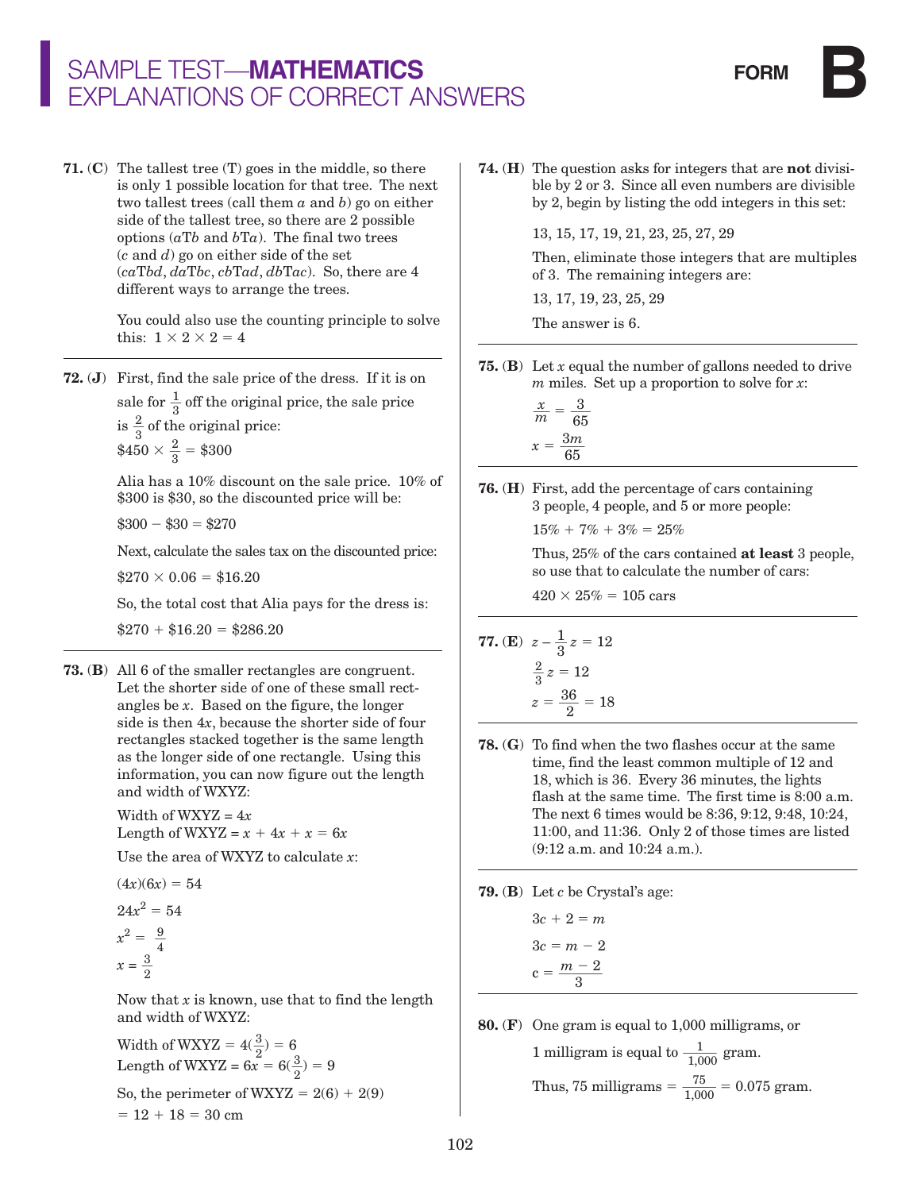# SAMPLE TEST—**MATHEMATICS**
# EXPLANATIONS OF CORRECT ANSWERS

**FORM B**

**71. (C)** The tallest tree (T) goes in the middle, so there is only 1 possible location for that tree. The next two tallest trees (call them $a$ and $b$) go on either side of the tallest tree, so there are 2 possible options ($a$T$b$ and $b$T$a$). The final two trees ($c$ and $d$) go on either side of the set ($ca$T$bd$, $da$T$bc$, $cb$T$ad$, $db$T$ac$). So, there are 4 different ways to arrange the trees.

You could also use the counting principle to solve this: $1 \times 2 \times 2 = 4$

**72. (J)** First, find the sale price of the dress. If it is on sale for $\frac{1}{3}$ off the original price, the sale price is $\frac{2}{3}$ of the original price:

$\$450 \times \frac{2}{3} = \$300$

Alia has a 10% discount on the sale price. 10% of \$300 is \$30, so the discounted price will be:

$\$300 - \$30 = \$270$

Next, calculate the sales tax on the discounted price:

$\$270 \times 0.06 = \$16.20$

So, the total cost that Alia pays for the dress is:

$\$270 + \$16.20 = \$286.20$

**73. (B)** All 6 of the smaller rectangles are congruent. Let the shorter side of one of these small rectangles be $x$. Based on the figure, the longer side is then $4x$, because the shorter side of four rectangles stacked together is the same length as the longer side of one rectangle. Using this information, you can now figure out the length and width of WXYZ:

Width of WXYZ = $4x$
Length of WXYZ = $x + 4x + x = 6x$

Use the area of WXYZ to calculate $x$:

$(4x)(6x) = 54$

$24x^2 = 54$

$x^2 = \frac{9}{4}$

$x = \frac{3}{2}$

Now that $x$ is known, use that to find the length and width of WXYZ:

Width of WXYZ = $4(\frac{3}{2}) = 6$
Length of WXYZ = $6x = 6(\frac{3}{2}) = 9$

So, the perimeter of WXYZ = $2(6) + 2(9)$
$= 12 + 18 = 30$ cm

**74. (H)** The question asks for integers that are **not** divisible by 2 or 3. Since all even numbers are divisible by 2, begin by listing the odd integers in this set:

13, 15, 17, 19, 21, 23, 25, 27, 29

Then, eliminate those integers that are multiples of 3. The remaining integers are:

13, 17, 19, 23, 25, 29

The answer is 6.

**75. (B)** Let $x$ equal the number of gallons needed to drive $m$ miles. Set up a proportion to solve for $x$:

$\frac{x}{m} = \frac{3}{65}$

$x = \frac{3m}{65}$

**76. (H)** First, add the percentage of cars containing 3 people, 4 people, and 5 or more people:

$15\% + 7\% + 3\% = 25\%$

Thus, 25% of the cars contained **at least** 3 people, so use that to calculate the number of cars:

$420 \times 25\% = 105$ cars

**77. (E)** $z - \frac{1}{3}z = 12$

$\frac{2}{3}z = 12$

$z = \frac{36}{2} = 18$

**78. (G)** To find when the two flashes occur at the same time, find the least common multiple of 12 and 18, which is 36. Every 36 minutes, the lights flash at the same time. The first time is 8:00 a.m. The next 6 times would be 8:36, 9:12, 9:48, 10:24, 11:00, and 11:36. Only 2 of those times are listed (9:12 a.m. and 10:24 a.m.).

**79. (B)** Let $c$ be Crystal's age:

$3c + 2 = m$

$3c = m - 2$

$c = \frac{m - 2}{3}$

**80. (F)** One gram is equal to 1,000 milligrams, or 1 milligram is equal to $\frac{1}{1{,}000}$ gram.

Thus, 75 milligrams = $\frac{75}{1{,}000} = 0.075$ gram.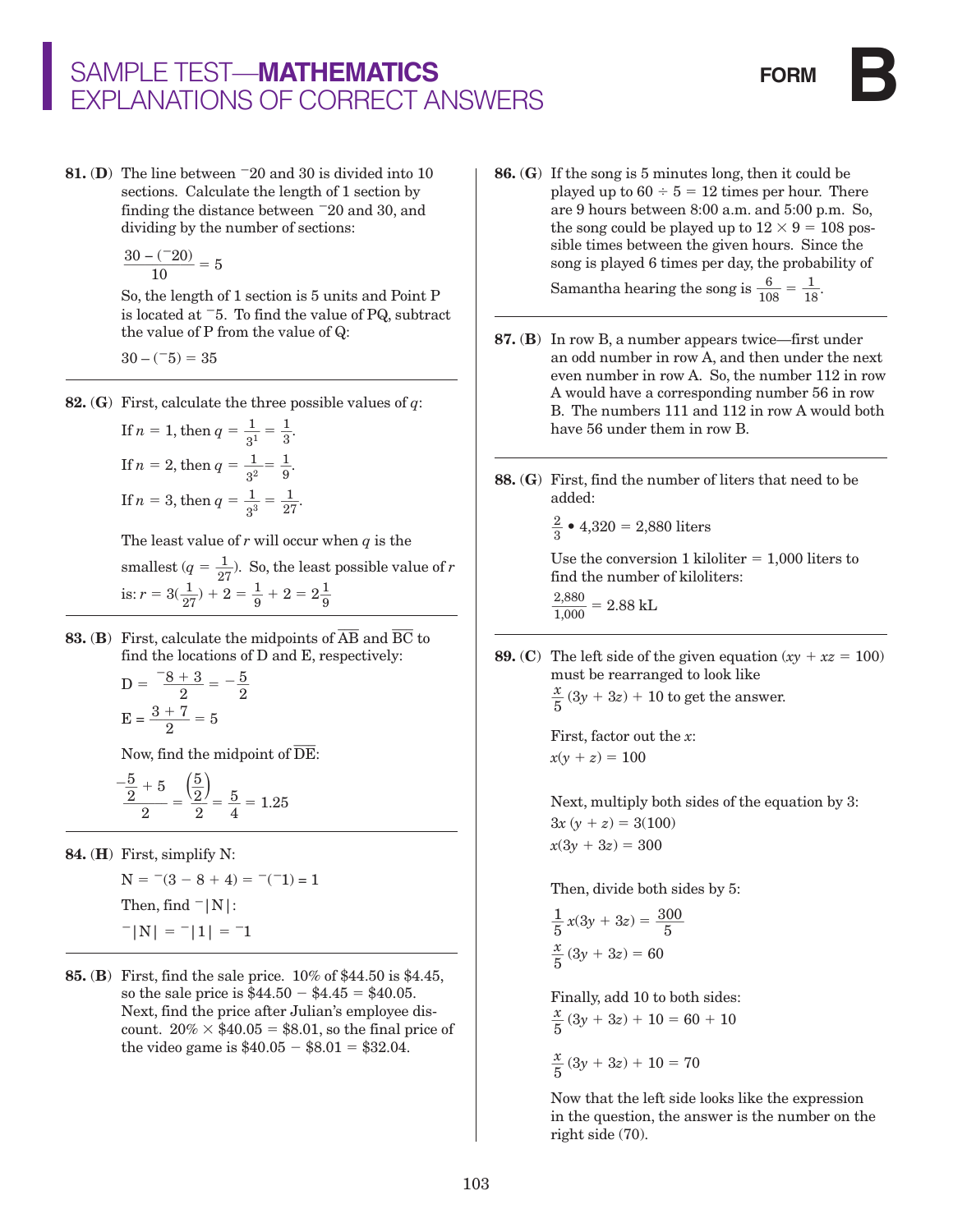# SAMPLE TEST—MATHEMATICS EXPLANATIONS OF CORRECT ANSWERS

FORM **B**

**81. (D)** The line between $^-20$ and 30 is divided into 10 sections. Calculate the length of 1 section by finding the distance between $^-20$ and 30, and dividing by the number of sections:

$$\frac{30 - (^-20)}{10} = 5$$

So, the length of 1 section is 5 units and Point P is located at $^-5$. To find the value of PQ, subtract the value of P from the value of Q:

$$30 - (^-5) = 35$$

**82. (G)** First, calculate the three possible values of $q$:

If $n = 1$, then $q = \frac{1}{3^1} = \frac{1}{3}$.

If $n = 2$, then $q = \frac{1}{3^2} = \frac{1}{9}$.

If $n = 3$, then $q = \frac{1}{3^3} = \frac{1}{27}$.

The least value of $r$ will occur when $q$ is the smallest ($q = \frac{1}{27}$). So, the least possible value of $r$ is: $r = 3(\frac{1}{27}) + 2 = \frac{1}{9} + 2 = 2\frac{1}{9}$

**83. (B)** First, calculate the midpoints of $\overline{AB}$ and $\overline{BC}$ to find the locations of D and E, respectively:

$$D = \frac{^-8 + 3}{2} = -\frac{5}{2}$$

$$E = \frac{3 + 7}{2} = 5$$

Now, find the midpoint of $\overline{DE}$:

$$\frac{-\frac{5}{2} + 5}{2} = \frac{\left(\frac{5}{2}\right)}{2} = \frac{5}{4} = 1.25$$

**84. (H)** First, simplify N:

$$N = {}^-(3 - 8 + 4) = {}^-(^-1) = 1$$

Then, find $^-|N|$:

$$^-|N| = {}^-|1| = {}^-1$$

**85. (B)** First, find the sale price. 10% of \$44.50 is \$4.45, so the sale price is \$44.50 − \$4.45 = \$40.05. Next, find the price after Julian's employee discount. 20% × \$40.05 = \$8.01, so the final price of the video game is \$40.05 − \$8.01 = \$32.04.

**86. (G)** If the song is 5 minutes long, then it could be played up to $60 \div 5 = 12$ times per hour. There are 9 hours between 8:00 a.m. and 5:00 p.m. So, the song could be played up to $12 \times 9 = 108$ possible times between the given hours. Since the song is played 6 times per day, the probability of Samantha hearing the song is $\frac{6}{108} = \frac{1}{18}$.

**87. (B)** In row B, a number appears twice—first under an odd number in row A, and then under the next even number in row A. So, the number 112 in row A would have a corresponding number 56 in row B. The numbers 111 and 112 in row A would both have 56 under them in row B.

**88. (G)** First, find the number of liters that need to be added:

$$\frac{2}{3} \bullet 4{,}320 = 2{,}880 \text{ liters}$$

Use the conversion 1 kiloliter = 1,000 liters to find the number of kiloliters:

$$\frac{2{,}880}{1{,}000} = 2.88 \text{ kL}$$

**89. (C)** The left side of the given equation ($xy + xz = 100$) must be rearranged to look like $\frac{x}{5}(3y + 3z) + 10$ to get the answer.

First, factor out the $x$:

$$x(y + z) = 100$$

Next, multiply both sides of the equation by 3:

$$3x(y + z) = 3(100)$$

$$x(3y + 3z) = 300$$

Then, divide both sides by 5:

$$\frac{1}{5}x(3y + 3z) = \frac{300}{5}$$

$$\frac{x}{5}(3y + 3z) = 60$$

Finally, add 10 to both sides:

$$\frac{x}{5}(3y + 3z) + 10 = 60 + 10$$

$$\frac{x}{5}(3y + 3z) + 10 = 70$$

Now that the left side looks like the expression in the question, the answer is the number on the right side (70).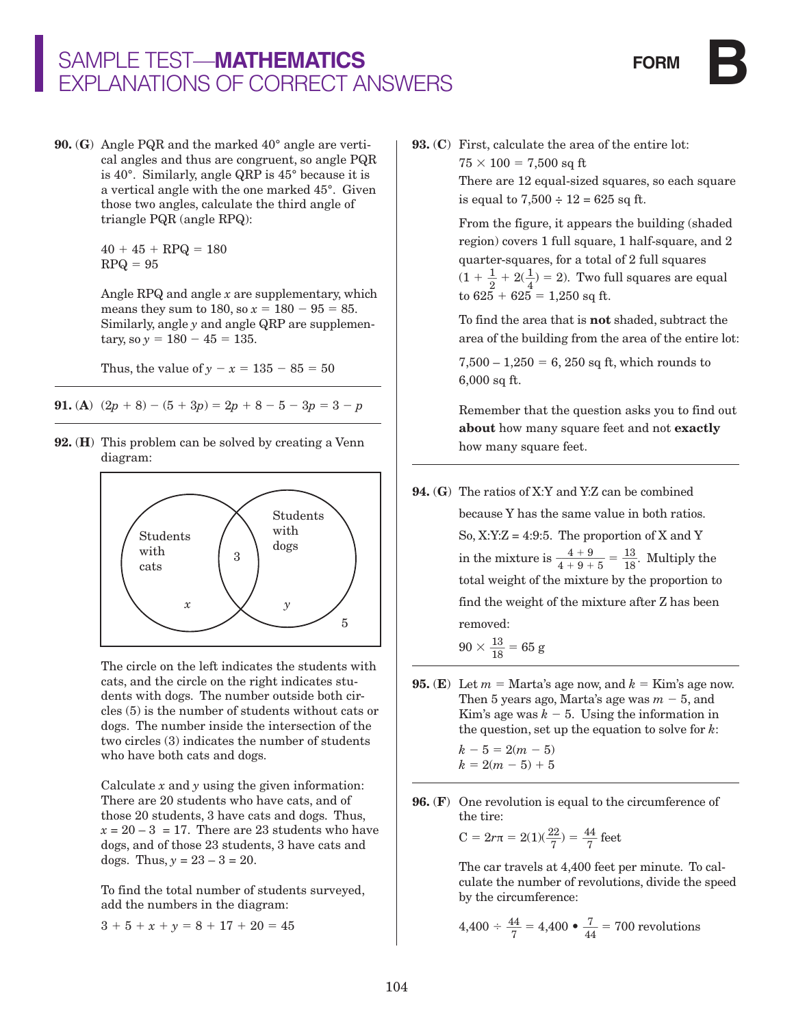# SAMPLE TEST—**MATHEMATICS** EXPLANATIONS OF CORRECT ANSWERS

**FORM B**

**90. (G)** Angle PQR and the marked 40° angle are vertical angles and thus are congruent, so angle PQR is 40°. Similarly, angle QRP is 45° because it is a vertical angle with the one marked 45°. Given those two angles, calculate the third angle of triangle PQR (angle RPQ):

$40 + 45 + \text{RPQ} = 180$
$\text{RPQ} = 95$

Angle RPQ and angle $x$ are supplementary, which means they sum to 180, so $x = 180 - 95 = 85$. Similarly, angle $y$ and angle QRP are supplementary, so $y = 180 - 45 = 135$.

Thus, the value of $y - x = 135 - 85 = 50$

---

**91. (A)** $(2p + 8) - (5 + 3p) = 2p + 8 - 5 - 3p = 3 - p$

---

**92. (H)** This problem can be solved by creating a Venn diagram:

| Students with cats | Both | Students with dogs | Neither |
|---|---|---|---|
| $x$ | 3 | $y$ | 5 |

The circle on the left indicates the students with cats, and the circle on the right indicates students with dogs. The number outside both circles (5) is the number of students without cats or dogs. The number inside the intersection of the two circles (3) indicates the number of students who have both cats and dogs.

Calculate $x$ and $y$ using the given information: There are 20 students who have cats, and of those 20 students, 3 have cats and dogs. Thus, $x = 20 - 3 = 17$. There are 23 students who have dogs, and of those 23 students, 3 have cats and dogs. Thus, $y = 23 - 3 = 20$.

To find the total number of students surveyed, add the numbers in the diagram:

$3 + 5 + x + y = 8 + 17 + 20 = 45$

---

**93. (C)** First, calculate the area of the entire lot:

$75 \times 100 = 7{,}500$ sq ft

There are 12 equal-sized squares, so each square is equal to $7{,}500 \div 12 = 625$ sq ft.

From the figure, it appears the building (shaded region) covers 1 full square, 1 half-square, and 2 quarter-squares, for a total of 2 full squares $(1 + \frac{1}{2} + 2(\frac{1}{4}) = 2)$. Two full squares are equal to $625 + 625 = 1{,}250$ sq ft.

To find the area that is **not** shaded, subtract the area of the building from the area of the entire lot:

$7{,}500 - 1{,}250 = 6{,}250$ sq ft, which rounds to 6,000 sq ft.

Remember that the question asks you to find out **about** how many square feet and not **exactly** how many square feet.

---

**94. (G)** The ratios of X:Y and Y:Z can be combined because Y has the same value in both ratios. So, X:Y:Z = 4:9:5. The proportion of X and Y in the mixture is $\frac{4 + 9}{4 + 9 + 5} = \frac{13}{18}$. Multiply the total weight of the mixture by the proportion to find the weight of the mixture after Z has been removed:

$90 \times \frac{13}{18} = 65$ g

---

**95. (E)** Let $m$ = Marta's age now, and $k$ = Kim's age now. Then 5 years ago, Marta's age was $m - 5$, and Kim's age was $k - 5$. Using the information in the question, set up the equation to solve for $k$:

$k - 5 = 2(m - 5)$
$k = 2(m - 5) + 5$

---

**96. (F)** One revolution is equal to the circumference of the tire:

$C = 2r\pi = 2(1)(\frac{22}{7}) = \frac{44}{7}$ feet

The car travels at 4,400 feet per minute. To calculate the number of revolutions, divide the speed by the circumference:

$4{,}400 \div \frac{44}{7} = 4{,}400 \bullet \frac{7}{44} = 700$ revolutions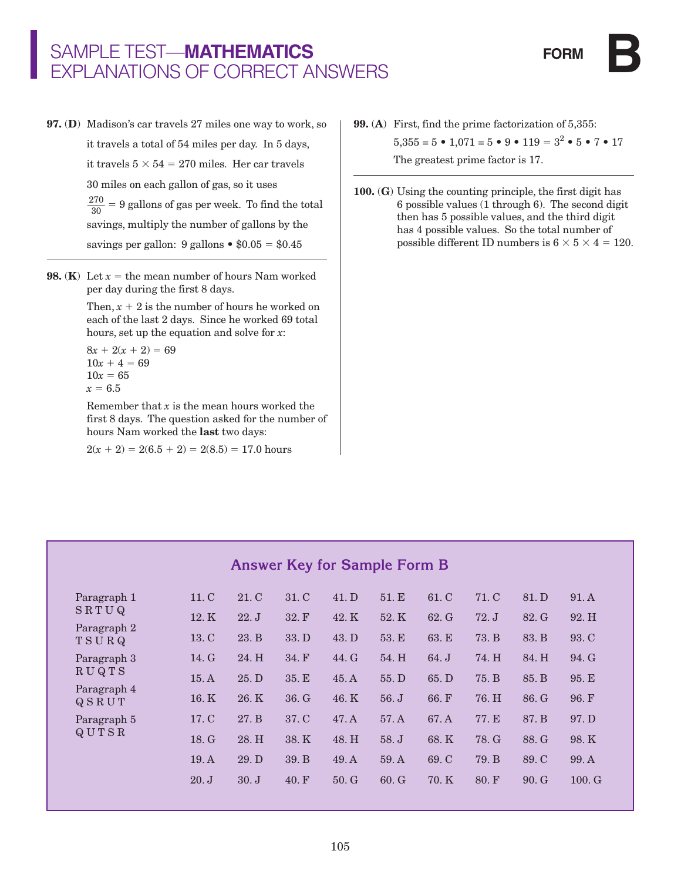# SAMPLE TEST—**MATHEMATICS** EXPLANATIONS OF CORRECT ANSWERS

**FORM B**

**97. (D)** Madison's car travels 27 miles one way to work, so it travels a total of 54 miles per day. In 5 days, it travels $5 \times 54 = 270$ miles. Her car travels 30 miles on each gallon of gas, so it uses $\frac{270}{30} = 9$ gallons of gas per week. To find the total savings, multiply the number of gallons by the savings per gallon: 9 gallons • \$0.05 = \$0.45

---

**98. (K)** Let $x$ = the mean number of hours Nam worked per day during the first 8 days.

Then, $x + 2$ is the number of hours he worked on each of the last 2 days. Since he worked 69 total hours, set up the equation and solve for $x$:

$8x + 2(x + 2) = 69$
$10x + 4 = 69$
$10x = 65$
$x = 6.5$

Remember that $x$ is the mean hours worked the first 8 days. The question asked for the number of hours Nam worked the **last** two days:

$2(x + 2) = 2(6.5 + 2) = 2(8.5) = 17.0$ hours

---

**99. (A)** First, find the prime factorization of 5,355:

$5{,}355 = 5 \bullet 1{,}071 = 5 \bullet 9 \bullet 119 = 3^2 \bullet 5 \bullet 7 \bullet 17$

The greatest prime factor is 17.

---

**100. (G)** Using the counting principle, the first digit has 6 possible values (1 through 6). The second digit then has 5 possible values, and the third digit has 4 possible values. So the total number of possible different ID numbers is $6 \times 5 \times 4 = 120$.

## Answer Key for Sample Form B

| | | | | | | | | | |
|---|---|---|---|---|---|---|---|---|---|
| Paragraph 1 S R T U Q | 11. C | 21. C | 31. C | 41. D | 51. E | 61. C | 71. C | 81. D | 91. A |
| | 12. K | 22. J | 32. F | 42. K | 52. K | 62. G | 72. J | 82. G | 92. H |
| Paragraph 2 T S U R Q | 13. C | 23. B | 33. D | 43. D | 53. E | 63. E | 73. B | 83. B | 93. C |
| | 14. G | 24. H | 34. F | 44. G | 54. H | 64. J | 74. H | 84. H | 94. G |
| Paragraph 3 R U Q T S | 15. A | 25. D | 35. E | 45. A | 55. D | 65. D | 75. B | 85. B | 95. E |
| | 16. K | 26. K | 36. G | 46. K | 56. J | 66. F | 76. H | 86. G | 96. F |
| Paragraph 4 Q S R U T | 17. C | 27. B | 37. C | 47. A | 57. A | 67. A | 77. E | 87. B | 97. D |
| | 18. G | 28. H | 38. K | 48. H | 58. J | 68. K | 78. G | 88. G | 98. K |
| Paragraph 5 Q U T S R | 19. A | 29. D | 39. B | 49. A | 59. A | 69. C | 79. B | 89. C | 99. A |
| | 20. J | 30. J | 40. F | 50. G | 60. G | 70. K | 80. F | 90. G | 100. G |